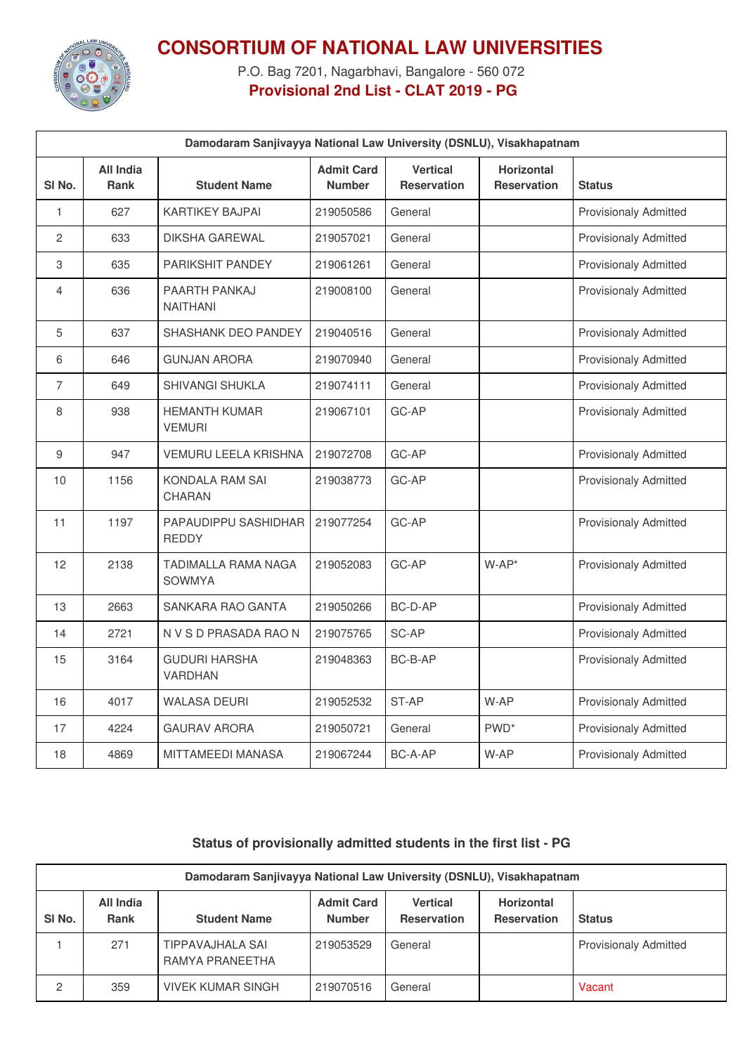# CONSORTIUM OF NATIONAL LAW UNIVERSITIES

P.O. Bag 7201, Nagarbhavi, Bangalore - 560 072

## Provisional 2nd List - CLAT 2019 - PG

| Damodaram Sanjivayya National Law University (DSNLU), Visakhapatnam | | | | | | |
|---|---|---|---|---|---|---|
| Sl No. | All India Rank | Student Name | Admit Card Number | Vertical Reservation | Horizontal Reservation | Status |
| 1 | 627 | KARTIKEY BAJPAI | 219050586 | General | | Provisionaly Admitted |
| 2 | 633 | DIKSHA GAREWAL | 219057021 | General | | Provisionaly Admitted |
| 3 | 635 | PARIKSHIT PANDEY | 219061261 | General | | Provisionaly Admitted |
| 4 | 636 | PAARTH PANKAJ NAITHANI | 219008100 | General | | Provisionaly Admitted |
| 5 | 637 | SHASHANK DEO PANDEY | 219040516 | General | | Provisionaly Admitted |
| 6 | 646 | GUNJAN ARORA | 219070940 | General | | Provisionaly Admitted |
| 7 | 649 | SHIVANGI SHUKLA | 219074111 | General | | Provisionaly Admitted |
| 8 | 938 | HEMANTH KUMAR VEMURI | 219067101 | GC-AP | | Provisionaly Admitted |
| 9 | 947 | VEMURU LEELA KRISHNA | 219072708 | GC-AP | | Provisionaly Admitted |
| 10 | 1156 | KONDALA RAM SAI CHARAN | 219038773 | GC-AP | | Provisionaly Admitted |
| 11 | 1197 | PAPAUDIPPU SASHIDHAR REDDY | 219077254 | GC-AP | | Provisionaly Admitted |
| 12 | 2138 | TADIMALLA RAMA NAGA SOWMYA | 219052083 | GC-AP | W-AP* | Provisionaly Admitted |
| 13 | 2663 | SANKARA RAO GANTA | 219050266 | BC-D-AP | | Provisionaly Admitted |
| 14 | 2721 | N V S D PRASADA RAO N | 219075765 | SC-AP | | Provisionaly Admitted |
| 15 | 3164 | GUDURI HARSHA VARDHAN | 219048363 | BC-B-AP | | Provisionaly Admitted |
| 16 | 4017 | WALASA DEURI | 219052532 | ST-AP | W-AP | Provisionaly Admitted |
| 17 | 4224 | GAURAV ARORA | 219050721 | General | PWD* | Provisionaly Admitted |
| 18 | 4869 | MITTAMEEDI MANASA | 219067244 | BC-A-AP | W-AP | Provisionaly Admitted |

### Status of provisionally admitted students in the first list - PG

| Damodaram Sanjivayya National Law University (DSNLU), Visakhapatnam | | | | | | |
|---|---|---|---|---|---|---|
| Sl No. | All India Rank | Student Name | Admit Card Number | Vertical Reservation | Horizontal Reservation | Status |
| 1 | 271 | TIPPAVAJHALA SAI RAMYA PRANEETHA | 219053529 | General | | Provisionaly Admitted |
| 2 | 359 | VIVEK KUMAR SINGH | 219070516 | General | | Vacant |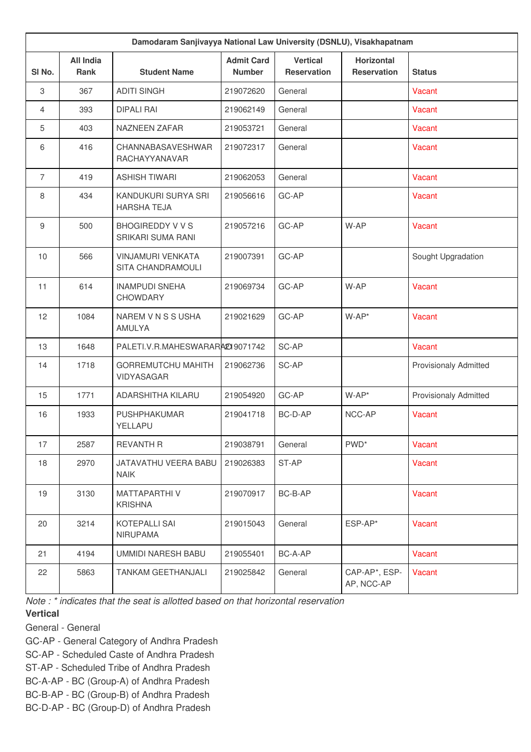| Damodaram Sanjivayya National Law University (DSNLU), Visakhapatnam | | | | | | |
|---|---|---|---|---|---|---|
| Sl No. | All India Rank | Student Name | Admit Card Number | Vertical Reservation | Horizontal Reservation | Status |
| 3 | 367 | ADITI SINGH | 219072620 | General | | Vacant |
| 4 | 393 | DIPALI RAI | 219062149 | General | | Vacant |
| 5 | 403 | NAZNEEN ZAFAR | 219053721 | General | | Vacant |
| 6 | 416 | CHANNABASAVESHWAR RACHAYYANAVAR | 219072317 | General | | Vacant |
| 7 | 419 | ASHISH TIWARI | 219062053 | General | | Vacant |
| 8 | 434 | KANDUKURI SURYA SRI HARSHA TEJA | 219056616 | GC-AP | | Vacant |
| 9 | 500 | BHOGIREDDY V V S SRIKARI SUMA RANI | 219057216 | GC-AP | W-AP | Vacant |
| 10 | 566 | VINJAMURI VENKATA SITA CHANDRAMOULI | 219007391 | GC-AP | | Sought Upgradation |
| 11 | 614 | INAMPUDI SNEHA CHOWDARY | 219069734 | GC-AP | W-AP | Vacant |
| 12 | 1084 | NAREM V N S S USHA AMULYA | 219021629 | GC-AP | W-AP* | Vacant |
| 13 | 1648 | PALETI.V.R.MAHESWARARAO | 219071742 | SC-AP | | Vacant |
| 14 | 1718 | GORREMUTCHU MAHITH VIDYASAGAR | 219062736 | SC-AP | | Provisionaly Admitted |
| 15 | 1771 | ADARSHITHA KILARU | 219054920 | GC-AP | W-AP* | Provisionaly Admitted |
| 16 | 1933 | PUSHPHAKUMAR YELLAPU | 219041718 | BC-D-AP | NCC-AP | Vacant |
| 17 | 2587 | REVANTH R | 219038791 | General | PWD* | Vacant |
| 18 | 2970 | JATAVATHU VEERA BABU NAIK | 219026383 | ST-AP | | Vacant |
| 19 | 3130 | MATTAPARTHI V KRISHNA | 219070917 | BC-B-AP | | Vacant |
| 20 | 3214 | KOTEPALLI SAI NIRUPAMA | 219015043 | General | ESP-AP* | Vacant |
| 21 | 4194 | UMMIDI NARESH BABU | 219055401 | BC-A-AP | | Vacant |
| 22 | 5863 | TANKAM GEETHANJALI | 219025842 | General | CAP-AP*, ESP-AP, NCC-AP | Vacant |

*Note : * indicates that the seat is allotted based on that horizontal reservation*

**Vertical**

General - General

GC-AP - General Category of Andhra Pradesh

SC-AP - Scheduled Caste of Andhra Pradesh

ST-AP - Scheduled Tribe of Andhra Pradesh

BC-A-AP - BC (Group-A) of Andhra Pradesh

BC-B-AP - BC (Group-B) of Andhra Pradesh

BC-D-AP - BC (Group-D) of Andhra Pradesh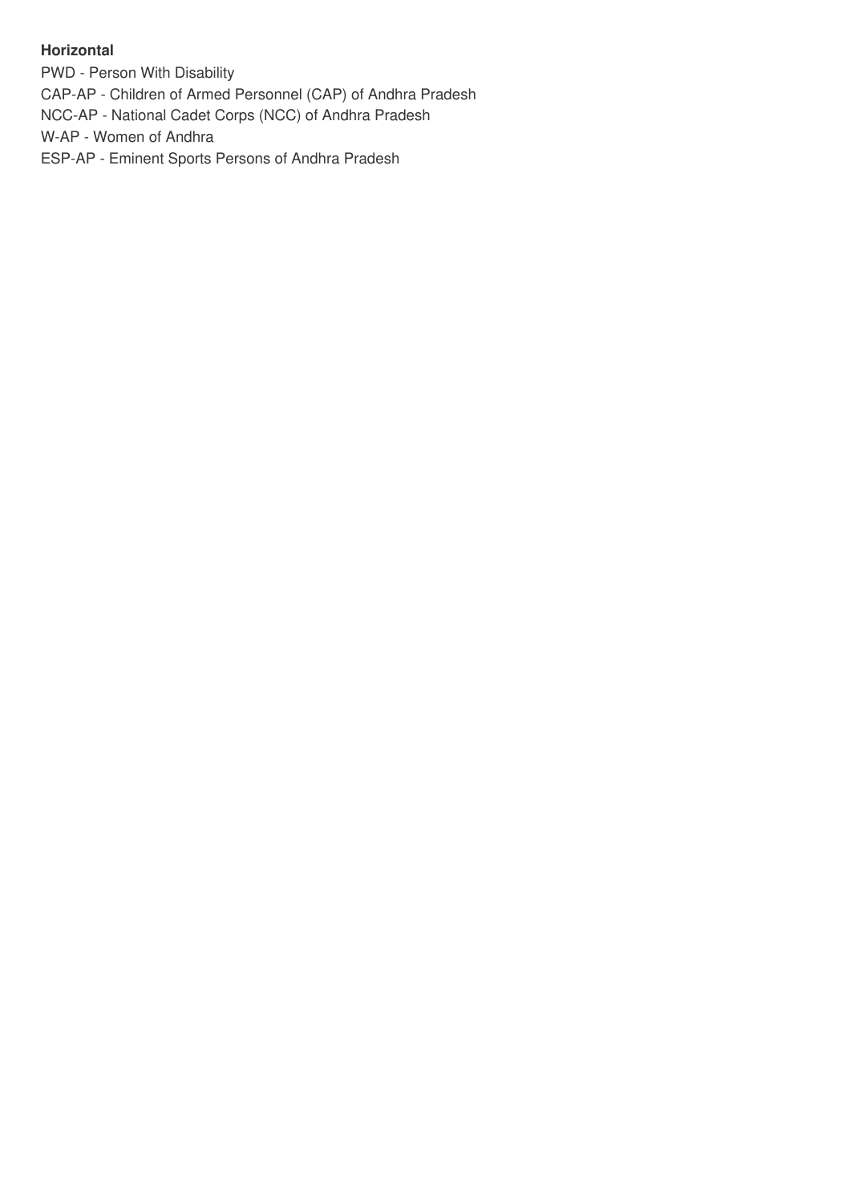**Horizontal**

PWD - Person With Disability
CAP-AP - Children of Armed Personnel (CAP) of Andhra Pradesh
NCC-AP - National Cadet Corps (NCC) of Andhra Pradesh
W-AP - Women of Andhra
ESP-AP - Eminent Sports Persons of Andhra Pradesh